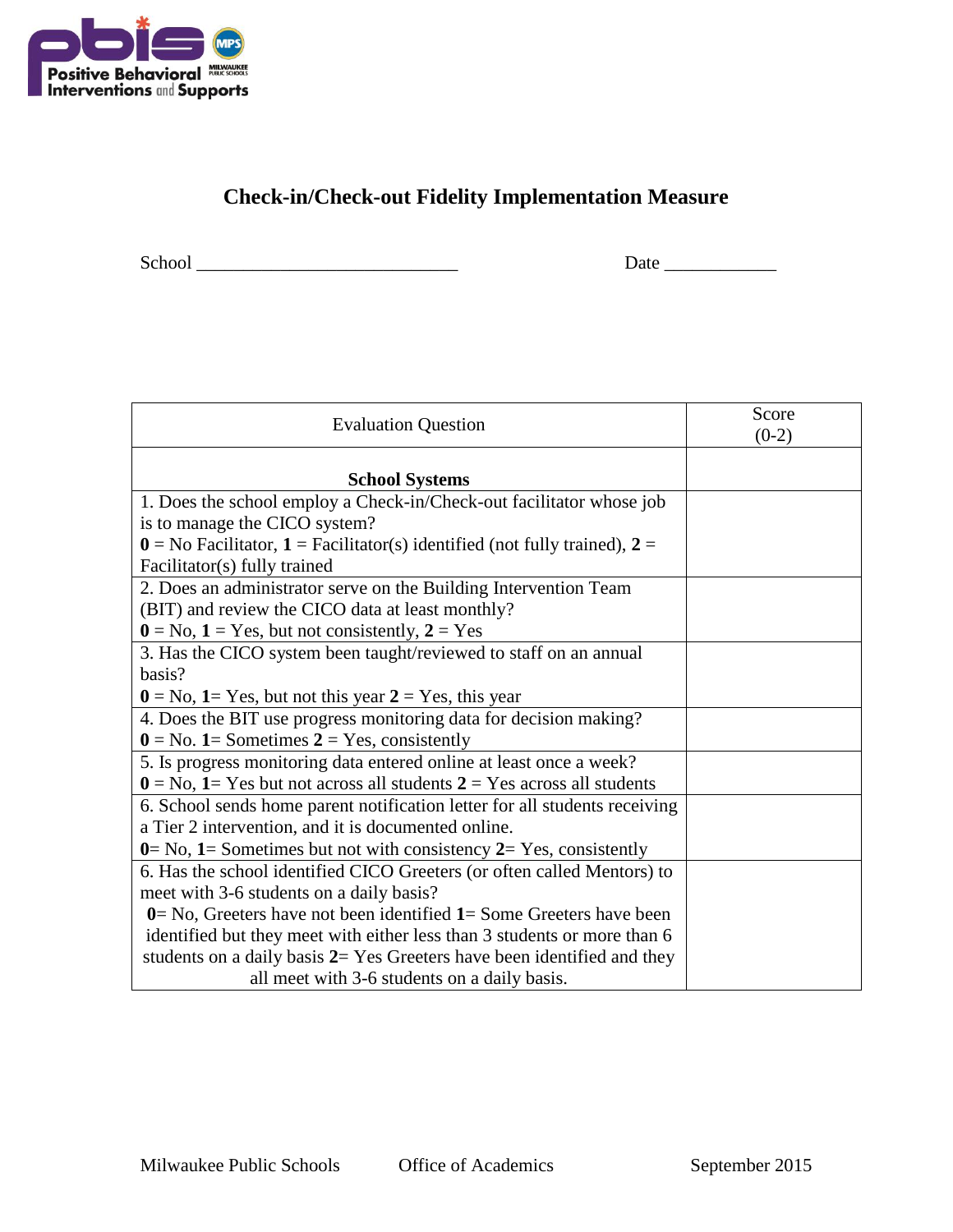# Check-in/Check-out Fidelity Implementation Measure

School ____________________________ Date ____________

| Evaluation Question | Score (0-2) |
|---|---|
| **School Systems** | |
| 1. Does the school employ a Check-in/Check-out facilitator whose job is to manage the CICO system? **0** = No Facilitator, **1** = Facilitator(s) identified (not fully trained), **2** = Facilitator(s) fully trained | |
| 2. Does an administrator serve on the Building Intervention Team (BIT) and review the CICO data at least monthly? **0** = No, **1** = Yes, but not consistently, **2** = Yes | |
| 3. Has the CICO system been taught/reviewed to staff on an annual basis? **0** = No, **1**= Yes, but not this year **2** = Yes, this year | |
| 4. Does the BIT use progress monitoring data for decision making? **0** = No. **1**= Sometimes **2** = Yes, consistently | |
| 5. Is progress monitoring data entered online at least once a week? **0** = No, **1**= Yes but not across all students **2** = Yes across all students | |
| 6. School sends home parent notification letter for all students receiving a Tier 2 intervention, and it is documented online. **0**= No, **1**= Sometimes but not with consistency **2**= Yes, consistently | |
| 6. Has the school identified CICO Greeters (or often called Mentors) to meet with 3-6 students on a daily basis? **0**= No, Greeters have not been identified **1**= Some Greeters have been identified but they meet with either less than 3 students or more than 6 students on a daily basis **2**= Yes Greeters have been identified and they all meet with 3-6 students on a daily basis. | |

Milwaukee Public Schools Office of Academics September 2015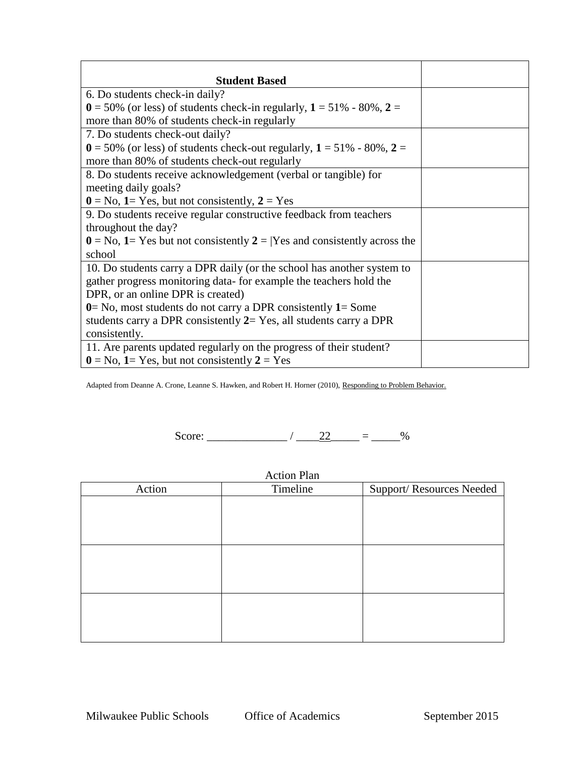| Student Based | |
|---|---|
| 6. Do students check-in daily?<br>**0** = 50% (or less) of students check-in regularly, **1** = 51% - 80%, **2** = more than 80% of students check-in regularly | |
| 7. Do students check-out daily?<br>**0** = 50% (or less) of students check-out regularly, **1** = 51% - 80%, **2** = more than 80% of students check-out regularly | |
| 8. Do students receive acknowledgement (verbal or tangible) for meeting daily goals?<br>**0** = No, **1**= Yes, but not consistently, **2** = Yes | |
| 9. Do students receive regular constructive feedback from teachers throughout the day?<br>**0** = No, **1**= Yes but not consistently **2** = \|Yes and consistently across the school | |
| 10. Do students carry a DPR daily (or the school has another system to gather progress monitoring data- for example the teachers hold the DPR, or an online DPR is created)<br>**0**= No, most students do not carry a DPR consistently **1**= Some students carry a DPR consistently **2**= Yes, all students carry a DPR consistently. | |
| 11. Are parents updated regularly on the progress of their student?<br>**0** = No, **1**= Yes, but not consistently **2** = Yes | |

Adapted from Deanne A. Crone, Leanne S. Hawken, and Robert H. Horner (2010), Responding to Problem Behavior.

Score: ______________ / ____22_____ = _____%

Action Plan

| Action | Timeline | Support/ Resources Needed |
|---|---|---|
| | | |
| | | |
| | | |

Milwaukee Public Schools    Office of Academics    September 2015